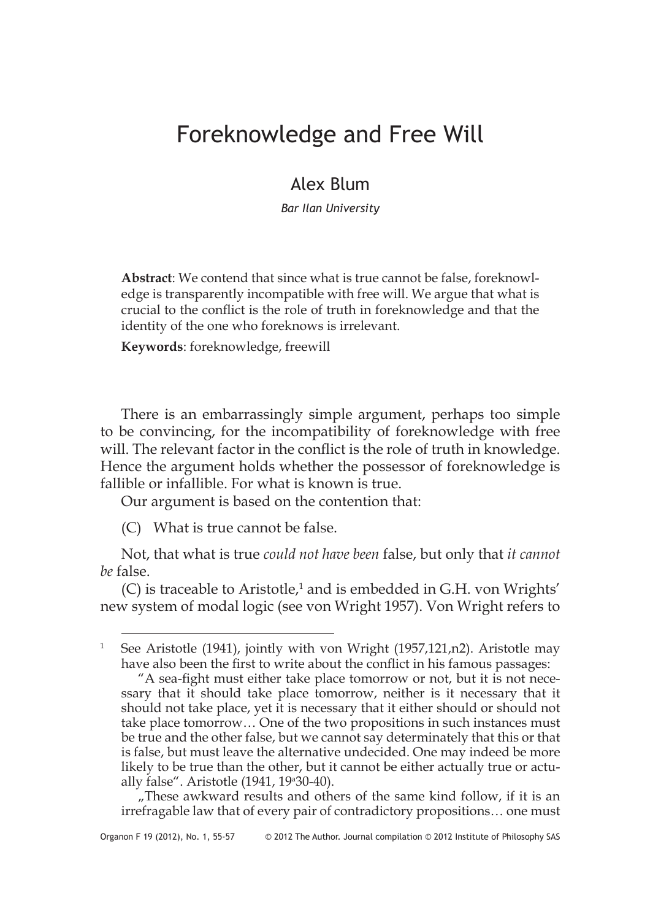# Foreknowledge and Free Will

## Alex Blum

*Bar Ilan University*

**Abstract**: We contend that since what is true cannot be false, foreknowledge is transparently incompatible with free will. We argue that what is crucial to the conflict is the role of truth in foreknowledge and that the identity of the one who foreknows is irrelevant.

**Keywords**: foreknowledge, freewill

There is an embarrassingly simple argument, perhaps too simple to be convincing, for the incompatibility of foreknowledge with free will. The relevant factor in the conflict is the role of truth in knowledge. Hence the argument holds whether the possessor of foreknowledge is fallible or infallible. For what is known is true.

Our argument is based on the contention that:

(C) What is true cannot be false.

Not, that what is true *could not have been* false, but only that *it cannot be* false.

(C) is traceable to Aristotle,[1] and is embedded in G.H. von Wrights' new system of modal logic (see von Wright 1957). Von Wright refers to

---

[1] See Aristotle (1941), jointly with von Wright (1957,121,n2). Aristotle may have also been the first to write about the conflict in his famous passages:

"A sea-fight must either take place tomorrow or not, but it is not necessary that it should take place tomorrow, neither is it necessary that it should not take place, yet it is necessary that it either should or should not take place tomorrow… One of the two propositions in such instances must be true and the other false, but we cannot say determinately that this or that is false, but must leave the alternative undecided. One may indeed be more likely to be true than the other, but it cannot be either actually true or actually false". Aristotle (1941, 19a30-40).

„These awkward results and others of the same kind follow, if it is an irrefragable law that of every pair of contradictory propositions… one must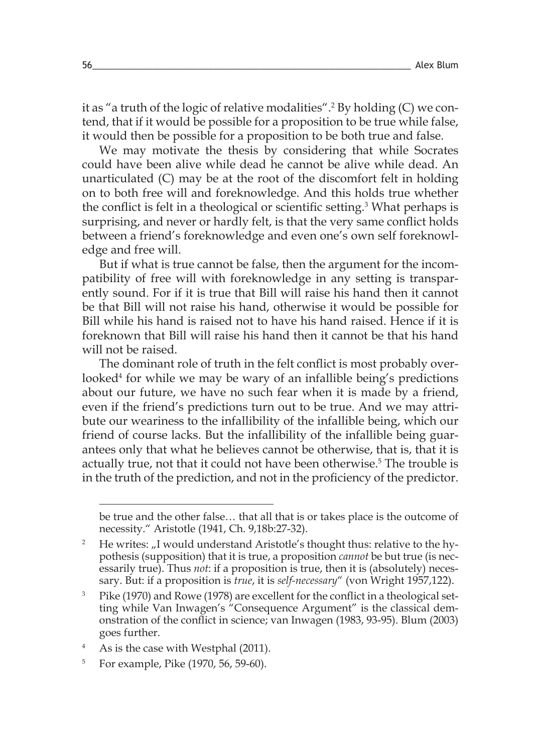it as "a truth of the logic of relative modalities".[2] By holding (C) we contend, that if it would be possible for a proposition to be true while false, it would then be possible for a proposition to be both true and false.

We may motivate the thesis by considering that while Socrates could have been alive while dead he cannot be alive while dead. An unarticulated (C) may be at the root of the discomfort felt in holding on to both free will and foreknowledge. And this holds true whether the conflict is felt in a theological or scientific setting.[3] What perhaps is surprising, and never or hardly felt, is that the very same conflict holds between a friend's foreknowledge and even one's own self foreknowledge and free will.

But if what is true cannot be false, then the argument for the incompatibility of free will with foreknowledge in any setting is transparently sound. For if it is true that Bill will raise his hand then it cannot be that Bill will not raise his hand, otherwise it would be possible for Bill while his hand is raised not to have his hand raised. Hence if it is foreknown that Bill will raise his hand then it cannot be that his hand will not be raised.

The dominant role of truth in the felt conflict is most probably overlooked[4] for while we may be wary of an infallible being's predictions about our future, we have no such fear when it is made by a friend, even if the friend's predictions turn out to be true. And we may attribute our weariness to the infallibility of the infallible being, which our friend of course lacks. But the infallibility of the infallible being guarantees only that what he believes cannot be otherwise, that is, that it is actually true, not that it could not have been otherwise.[5] The trouble is in the truth of the prediction, and not in the proficiency of the predictor.

---

be true and the other false… that all that is or takes place is the outcome of necessity." Aristotle (1941, Ch. 9,18b:27-32).

[2] He writes: „I would understand Aristotle's thought thus: relative to the hypothesis (supposition) that it is true, a proposition *cannot* be but true (is necessarily true). Thus *not*: if a proposition is true, then it is (absolutely) necessary. But: if a proposition is *true*, it is *self-necessary*" (von Wright 1957,122).

[3] Pike (1970) and Rowe (1978) are excellent for the conflict in a theological setting while Van Inwagen's "Consequence Argument" is the classical demonstration of the conflict in science; van Inwagen (1983, 93-95). Blum (2003) goes further.

[4] As is the case with Westphal (2011).

[5] For example, Pike (1970, 56, 59-60).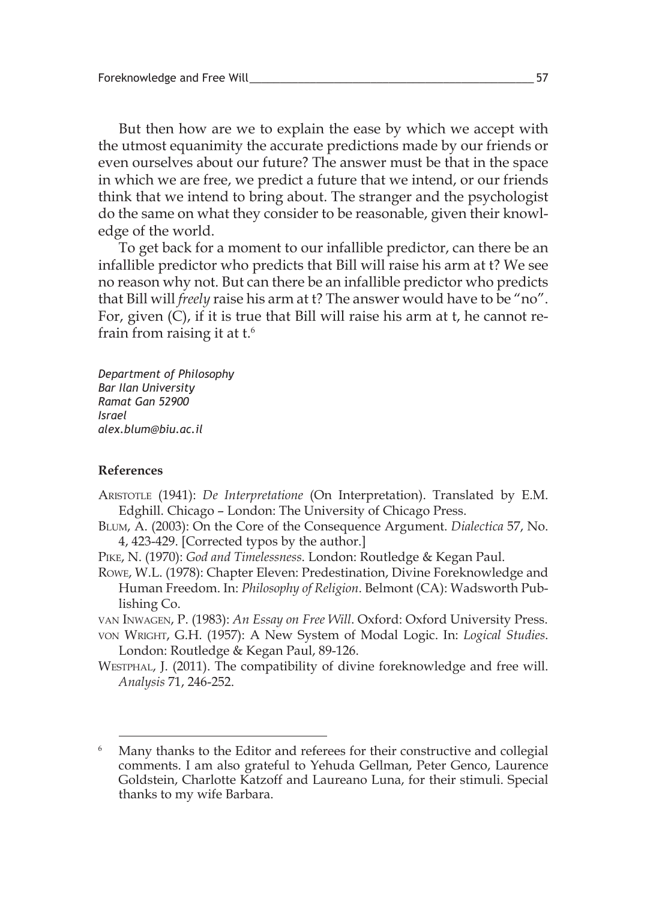But then how are we to explain the ease by which we accept with the utmost equanimity the accurate predictions made by our friends or even ourselves about our future? The answer must be that in the space in which we are free, we predict a future that we intend, or our friends think that we intend to bring about. The stranger and the psychologist do the same on what they consider to be reasonable, given their knowledge of the world.

To get back for a moment to our infallible predictor, can there be an infallible predictor who predicts that Bill will raise his arm at t? We see no reason why not. But can there be an infallible predictor who predicts that Bill will *freely* raise his arm at t? The answer would have to be "no". For, given (C), if it is true that Bill will raise his arm at t, he cannot refrain from raising it at t.[6]

*Department of Philosophy*
*Bar Ilan University*
*Ramat Gan 52900*
*Israel*
*alex.blum@biu.ac.il*

**References**

Aristotle (1941): *De Interpretatione* (On Interpretation). Translated by E.M. Edghill. Chicago – London: The University of Chicago Press.

Blum, A. (2003): On the Core of the Consequence Argument. *Dialectica* 57, No. 4, 423-429. [Corrected typos by the author.]

Pike, N. (1970): *God and Timelessness*. London: Routledge & Kegan Paul.

Rowe, W.L. (1978): Chapter Eleven: Predestination, Divine Foreknowledge and Human Freedom. In: *Philosophy of Religion*. Belmont (CA): Wadsworth Publishing Co.

van Inwagen, P. (1983): *An Essay on Free Will*. Oxford: Oxford University Press.

von Wright, G.H. (1957): A New System of Modal Logic. In: *Logical Studies*. London: Routledge & Kegan Paul, 89-126.

Westphal, J. (2011). The compatibility of divine foreknowledge and free will. *Analysis* 71, 246-252.

---

[6] Many thanks to the Editor and referees for their constructive and collegial comments. I am also grateful to Yehuda Gellman, Peter Genco, Laurence Goldstein, Charlotte Katzoff and Laureano Luna, for their stimuli. Special thanks to my wife Barbara.